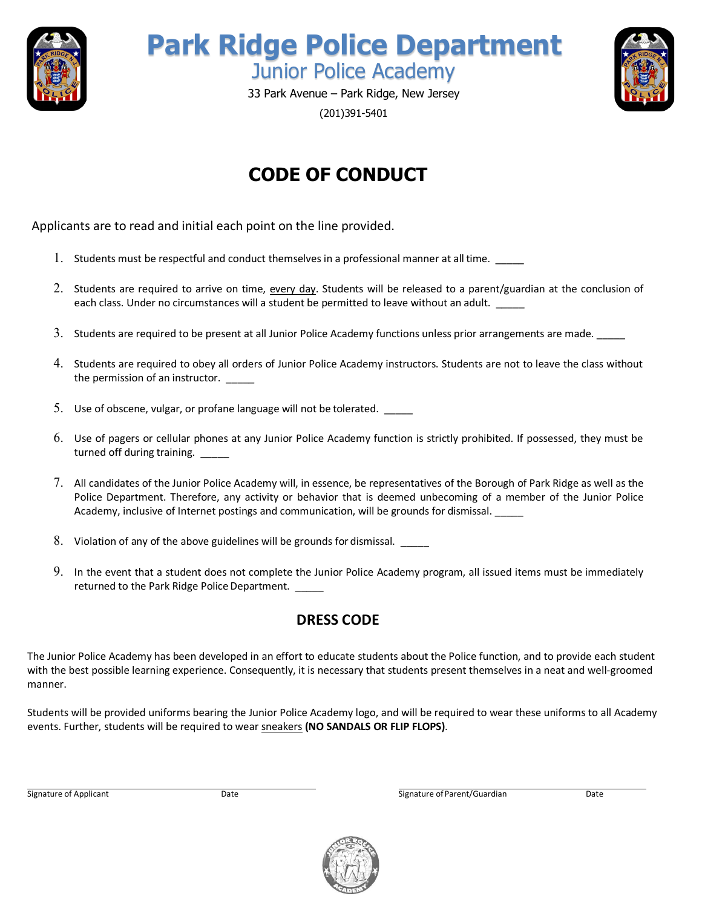# Park Ridge Police Department

## Junior Police Academy

33 Park Avenue – Park Ridge, New Jersey

(201)391-5401

## CODE OF CONDUCT

Applicants are to read and initial each point on the line provided.

1. Students must be respectful and conduct themselves in a professional manner at all time. _____
2. Students are required to arrive on time, every day. Students will be released to a parent/guardian at the conclusion of each class. Under no circumstances will a student be permitted to leave without an adult. _____
3. Students are required to be present at all Junior Police Academy functions unless prior arrangements are made. _____
4. Students are required to obey all orders of Junior Police Academy instructors. Students are not to leave the class without the permission of an instructor. _____
5. Use of obscene, vulgar, or profane language will not be tolerated. _____
6. Use of pagers or cellular phones at any Junior Police Academy function is strictly prohibited. If possessed, they must be turned off during training. _____
7. All candidates of the Junior Police Academy will, in essence, be representatives of the Borough of Park Ridge as well as the Police Department. Therefore, any activity or behavior that is deemed unbecoming of a member of the Junior Police Academy, inclusive of Internet postings and communication, will be grounds for dismissal. _____
8. Violation of any of the above guidelines will be grounds for dismissal. _____
9. In the event that a student does not complete the Junior Police Academy program, all issued items must be immediately returned to the Park Ridge Police Department. _____

## DRESS CODE

The Junior Police Academy has been developed in an effort to educate students about the Police function, and to provide each student with the best possible learning experience. Consequently, it is necessary that students present themselves in a neat and well-groomed manner.

Students will be provided uniforms bearing the Junior Police Academy logo, and will be required to wear these uniforms to all Academy events. Further, students will be required to wear sneakers **(NO SANDALS OR FLIP FLOPS)**.

_______________________________________ 
Signature of Applicant Date

_______________________________________ 
Signature of Parent/Guardian Date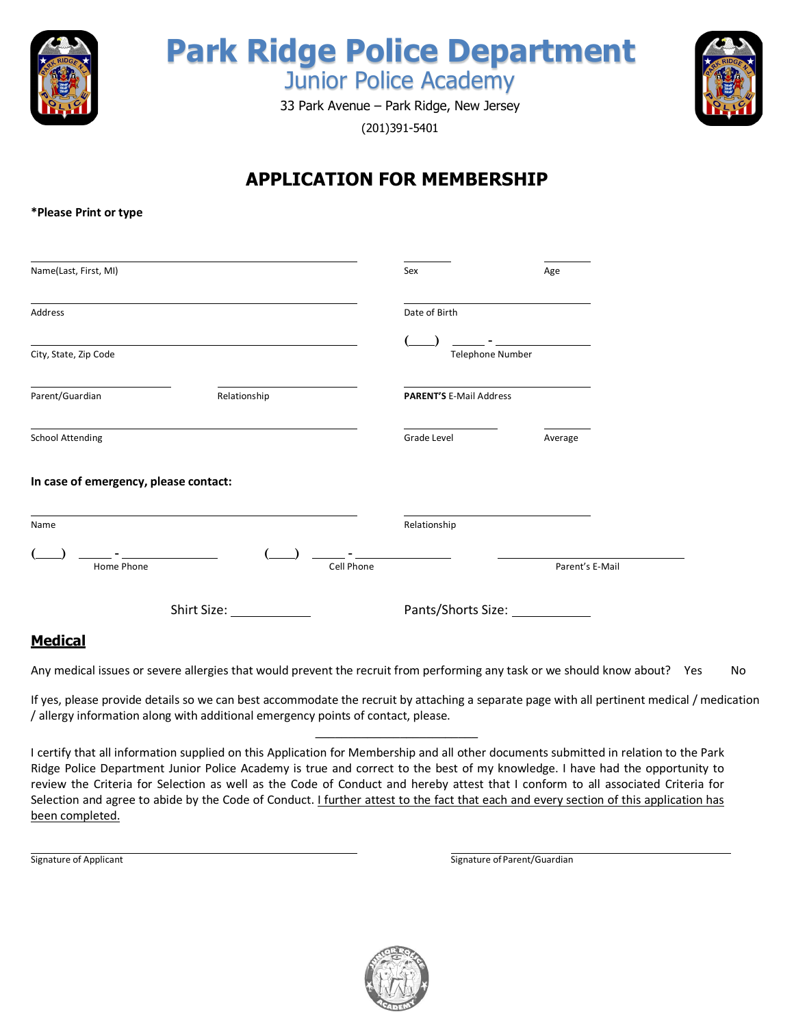# Park Ridge Police Department

## Junior Police Academy

33 Park Avenue – Park Ridge, New Jersey

(201)391-5401

## APPLICATION FOR MEMBERSHIP

**\*Please Print or type**

Name(Last, First, MI) ______________________ Sex ________ Age ________

Address ______________________ Date of Birth ______________________

City, State, Zip Code ______________________ (____) _____ - __________ Telephone Number

Parent/Guardian ____________ Relationship ____________ **PARENT'S** E-Mail Address ______________________

School Attending ______________________ Grade Level ________ Average ________

**In case of emergency, please contact:**

Name ______________________ Relationship ______________________

(____) _____ - __________ Home Phone (____) _____ - __________ Cell Phone ______________________ Parent's E-Mail

Shirt Size: ____________ Pants/Shorts Size: ____________

## Medical

Any medical issues or severe allergies that would prevent the recruit from performing any task or we should know about? Yes No

If yes, please provide details so we can best accommodate the recruit by attaching a separate page with all pertinent medical / medication / allergy information along with additional emergency points of contact, please.

I certify that all information supplied on this Application for Membership and all other documents submitted in relation to the Park Ridge Police Department Junior Police Academy is true and correct to the best of my knowledge. I have had the opportunity to review the Criteria for Selection as well as the Code of Conduct and hereby attest that I conform to all associated Criteria for Selection and agree to abide by the Code of Conduct. I further attest to the fact that each and every section of this application has been completed.

______________________ Signature of Applicant

______________________ Signature of Parent/Guardian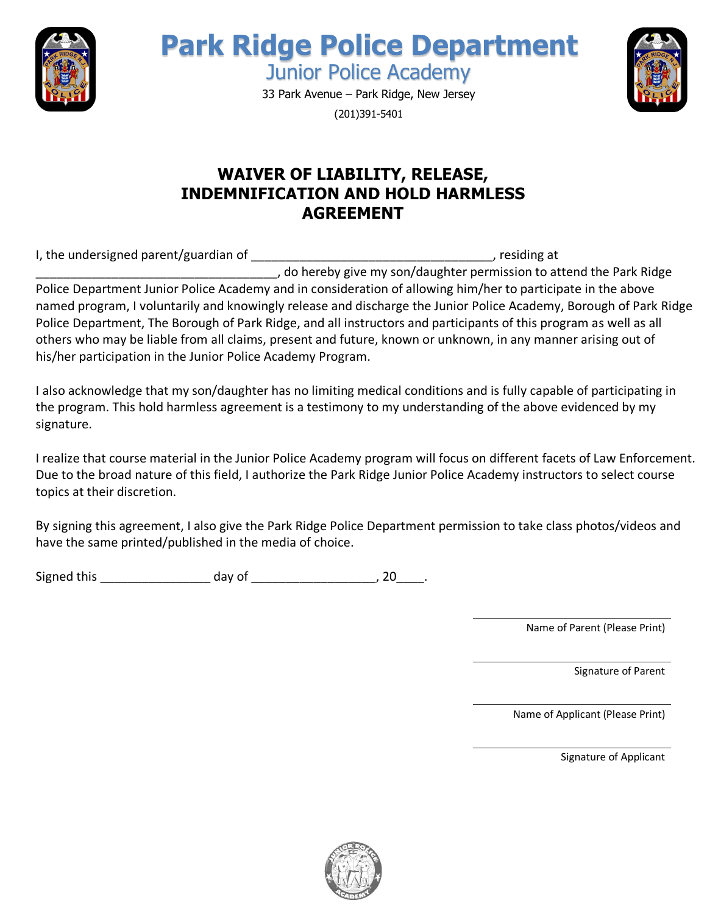# Park Ridge Police Department

## Junior Police Academy

33 Park Avenue – Park Ridge, New Jersey

(201)391-5401

## WAIVER OF LIABILITY, RELEASE, INDEMNIFICATION AND HOLD HARMLESS AGREEMENT

I, the undersigned parent/guardian of ___________________________________, residing at ___________________________________, do hereby give my son/daughter permission to attend the Park Ridge Police Department Junior Police Academy and in consideration of allowing him/her to participate in the above named program, I voluntarily and knowingly release and discharge the Junior Police Academy, Borough of Park Ridge Police Department, The Borough of Park Ridge, and all instructors and participants of this program as well as all others who may be liable from all claims, present and future, known or unknown, in any manner arising out of his/her participation in the Junior Police Academy Program.

I also acknowledge that my son/daughter has no limiting medical conditions and is fully capable of participating in the program. This hold harmless agreement is a testimony to my understanding of the above evidenced by my signature.

I realize that course material in the Junior Police Academy program will focus on different facets of Law Enforcement. Due to the broad nature of this field, I authorize the Park Ridge Junior Police Academy instructors to select course topics at their discretion.

By signing this agreement, I also give the Park Ridge Police Department permission to take class photos/videos and have the same printed/published in the media of choice.

Signed this ________________ day of __________________, 20____.

______________________________
Name of Parent (Please Print)

______________________________
Signature of Parent

______________________________
Name of Applicant (Please Print)

______________________________
Signature of Applicant